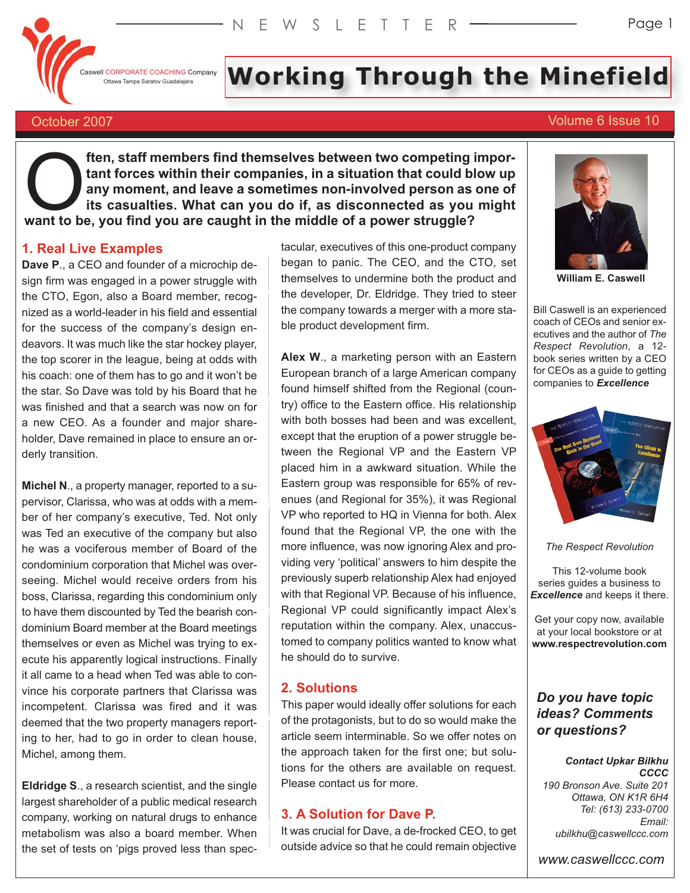Caswell CORPORATE COACHING Company
Ottawa Tampa Saratov Guadalajara

NEWSLETTER

# Working Through the Minefield

October 2007 — Volume 6 Issue 10

**Often, staff members find themselves between two competing important forces within their companies, in a situation that could blow up any moment, and leave a sometimes non-involved person as one of its casualties. What can you do if, as disconnected as you might want to be, you find you are caught in the middle of a power struggle?**

## 1. Real Live Examples

**Dave P.**, a CEO and founder of a microchip design firm was engaged in a power struggle with the CTO, Egon, also a Board member, recognized as a world-leader in his field and essential for the success of the company's design endeavors. It was much like the star hockey player, the top scorer in the league, being at odds with his coach: one of them has to go and it won't be the star. So Dave was told by his Board that he was finished and that a search was now on for a new CEO. As a founder and major shareholder, Dave remained in place to ensure an orderly transition.

**Michel N.**, a property manager, reported to a supervisor, Clarissa, who was at odds with a member of her company's executive, Ted. Not only was Ted an executive of the company but also he was a vociferous member of Board of the condominium corporation that Michel was overseeing. Michel would receive orders from his boss, Clarissa, regarding this condominium only to have them discounted by Ted the bearish condominium Board member at the Board meetings themselves or even as Michel was trying to execute his apparently logical instructions. Finally it all came to a head when Ted was able to convince his corporate partners that Clarissa was incompetent. Clarissa was fired and it was deemed that the two property managers reporting to her, had to go in order to clean house, Michel, among them.

**Eldridge S.**, a research scientist, and the single largest shareholder of a public medical research company, working on natural drugs to enhance metabolism was also a board member. When the set of tests on 'pigs proved less than spectacular, executives of this one-product company began to panic. The CEO, and the CTO, set themselves to undermine both the product and the developer, Dr. Eldridge. They tried to steer the company towards a merger with a more stable product development firm.

**Alex W.**, a marketing person with an Eastern European branch of a large American company found himself shifted from the Regional (country) office to the Eastern office. His relationship with both bosses had been and was excellent, except that the eruption of a power struggle between the Regional VP and the Eastern VP placed him in a awkward situation. While the Eastern group was responsible for 65% of revenues (and Regional for 35%), it was Regional VP who reported to HQ in Vienna for both. Alex found that the Regional VP, the one with the more influence, was now ignoring Alex and providing very 'political' answers to him despite the previously superb relationship Alex had enjoyed with that Regional VP. Because of his influence, Regional VP could significantly impact Alex's reputation within the company. Alex, unaccustomed to company politics wanted to know what he should do to survive.

## 2. Solutions

This paper would ideally offer solutions for each of the protagonists, but to do so would make the article seem interminable. So we offer notes on the approach taken for the first one; but solutions for the others are available on request. Please contact us for more.

## 3. A Solution for Dave P.

It was crucial for Dave, a de-frocked CEO, to get outside advice so that he could remain objective

---

**William E. Caswell**

Bill Caswell is an experienced coach of CEOs and senior executives and the author of *The Respect Revolution*, a 12-book series written by a CEO for CEOs as a guide to getting companies to ***Excellence***

*The Respect Revolution*

This 12-volume book series guides a business to ***Excellence*** and keeps it there.

Get your copy now, available at your local bookstore or at **www.respectrevolution.com**

***Do you have topic ideas? Comments or questions?***

***Contact Upkar Bilkhu CCCC***
*190 Bronson Ave. Suite 201*
*Ottawa, ON K1R 6H4*
*Tel: (613) 233-0700*
*Email: ubilkhu@caswellccc.com*

*www.caswellccc.com*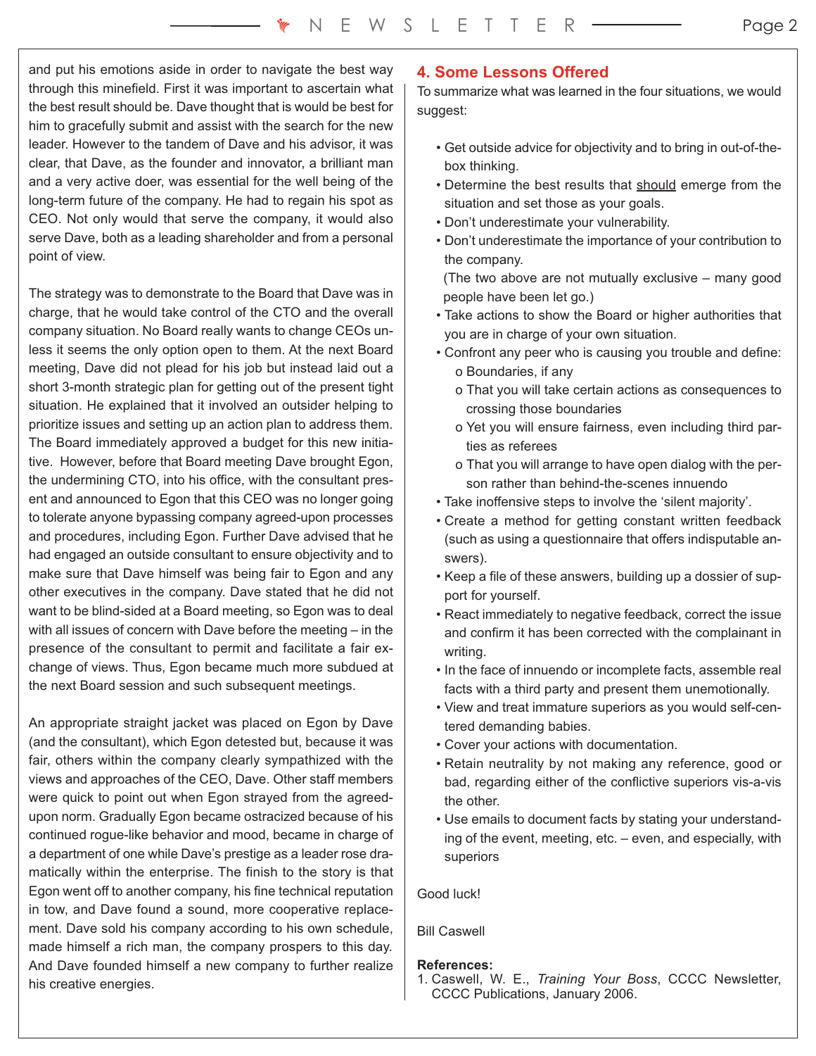and put his emotions aside in order to navigate the best way through this minefield. First it was important to ascertain what the best result should be. Dave thought that is would be best for him to gracefully submit and assist with the search for the new leader. However to the tandem of Dave and his advisor, it was clear, that Dave, as the founder and innovator, a brilliant man and a very active doer, was essential for the well being of the long-term future of the company. He had to regain his spot as CEO. Not only would that serve the company, it would also serve Dave, both as a leading shareholder and from a personal point of view.

The strategy was to demonstrate to the Board that Dave was in charge, that he would take control of the CTO and the overall company situation. No Board really wants to change CEOs unless it seems the only option open to them. At the next Board meeting, Dave did not plead for his job but instead laid out a short 3-month strategic plan for getting out of the present tight situation. He explained that it involved an outsider helping to prioritize issues and setting up an action plan to address them. The Board immediately approved a budget for this new initiative. However, before that Board meeting Dave brought Egon, the undermining CTO, into his office, with the consultant present and announced to Egon that this CEO was no longer going to tolerate anyone bypassing company agreed-upon processes and procedures, including Egon. Further Dave advised that he had engaged an outside consultant to ensure objectivity and to make sure that Dave himself was being fair to Egon and any other executives in the company. Dave stated that he did not want to be blind-sided at a Board meeting, so Egon was to deal with all issues of concern with Dave before the meeting – in the presence of the consultant to permit and facilitate a fair exchange of views. Thus, Egon became much more subdued at the next Board session and such subsequent meetings.

An appropriate straight jacket was placed on Egon by Dave (and the consultant), which Egon detested but, because it was fair, others within the company clearly sympathized with the views and approaches of the CEO, Dave. Other staff members were quick to point out when Egon strayed from the agreed-upon norm. Gradually Egon became ostracized because of his continued rogue-like behavior and mood, became in charge of a department of one while Dave's prestige as a leader rose dramatically within the enterprise. The finish to the story is that Egon went off to another company, his fine technical reputation in tow, and Dave found a sound, more cooperative replacement. Dave sold his company according to his own schedule, made himself a rich man, the company prospers to this day. And Dave founded himself a new company to further realize his creative energies.

## 4. Some Lessons Offered

To summarize what was learned in the four situations, we would suggest:

- Get outside advice for objectivity and to bring in out-of-the-box thinking.
- Determine the best results that should emerge from the situation and set those as your goals.
- Don't underestimate your vulnerability.
- Don't underestimate the importance of your contribution to the company.
  (The two above are not mutually exclusive – many good people have been let go.)
- Take actions to show the Board or higher authorities that you are in charge of your own situation.
- Confront any peer who is causing you trouble and define:
  - Boundaries, if any
  - That you will take certain actions as consequences to crossing those boundaries
  - Yet you will ensure fairness, even including third parties as referees
  - That you will arrange to have open dialog with the person rather than behind-the-scenes innuendo
- Take inoffensive steps to involve the 'silent majority'.
- Create a method for getting constant written feedback (such as using a questionnaire that offers indisputable answers).
- Keep a file of these answers, building up a dossier of support for yourself.
- React immediately to negative feedback, correct the issue and confirm it has been corrected with the complainant in writing.
- In the face of innuendo or incomplete facts, assemble real facts with a third party and present them unemotionally.
- View and treat immature superiors as you would self-centered demanding babies.
- Cover your actions with documentation.
- Retain neutrality by not making any reference, good or bad, regarding either of the conflictive superiors vis-a-vis the other.
- Use emails to document facts by stating your understanding of the event, meeting, etc. – even, and especially, with superiors

Good luck!

Bill Caswell

**References:**

1. Caswell, W. E., *Training Your Boss*, CCCC Newsletter, CCCC Publications, January 2006.